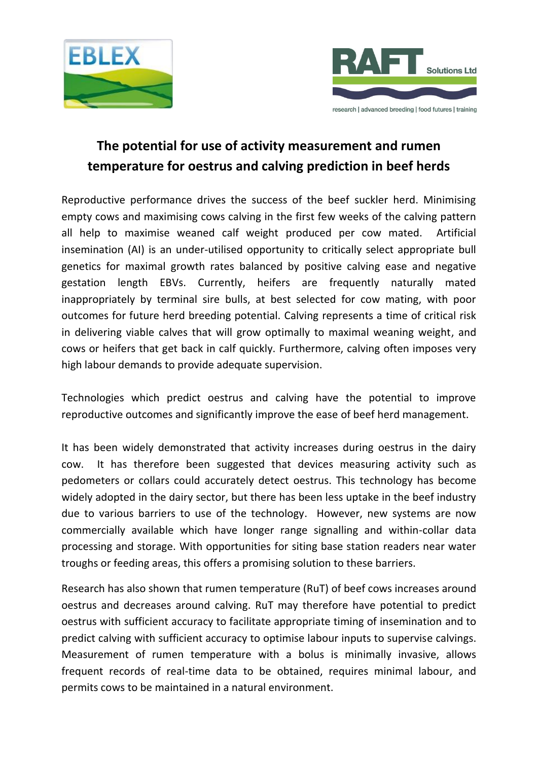# The potential for use of activity measurement and rumen temperature for oestrus and calving prediction in beef herds

Reproductive performance drives the success of the beef suckler herd. Minimising empty cows and maximising cows calving in the first few weeks of the calving pattern all help to maximise weaned calf weight produced per cow mated. Artificial insemination (AI) is an under-utilised opportunity to critically select appropriate bull genetics for maximal growth rates balanced by positive calving ease and negative gestation length EBVs. Currently, heifers are frequently naturally mated inappropriately by terminal sire bulls, at best selected for cow mating, with poor outcomes for future herd breeding potential. Calving represents a time of critical risk in delivering viable calves that will grow optimally to maximal weaning weight, and cows or heifers that get back in calf quickly. Furthermore, calving often imposes very high labour demands to provide adequate supervision.

Technologies which predict oestrus and calving have the potential to improve reproductive outcomes and significantly improve the ease of beef herd management.

It has been widely demonstrated that activity increases during oestrus in the dairy cow. It has therefore been suggested that devices measuring activity such as pedometers or collars could accurately detect oestrus. This technology has become widely adopted in the dairy sector, but there has been less uptake in the beef industry due to various barriers to use of the technology. However, new systems are now commercially available which have longer range signalling and within-collar data processing and storage. With opportunities for siting base station readers near water troughs or feeding areas, this offers a promising solution to these barriers.

Research has also shown that rumen temperature (RuT) of beef cows increases around oestrus and decreases around calving. RuT may therefore have potential to predict oestrus with sufficient accuracy to facilitate appropriate timing of insemination and to predict calving with sufficient accuracy to optimise labour inputs to supervise calvings. Measurement of rumen temperature with a bolus is minimally invasive, allows frequent records of real-time data to be obtained, requires minimal labour, and permits cows to be maintained in a natural environment.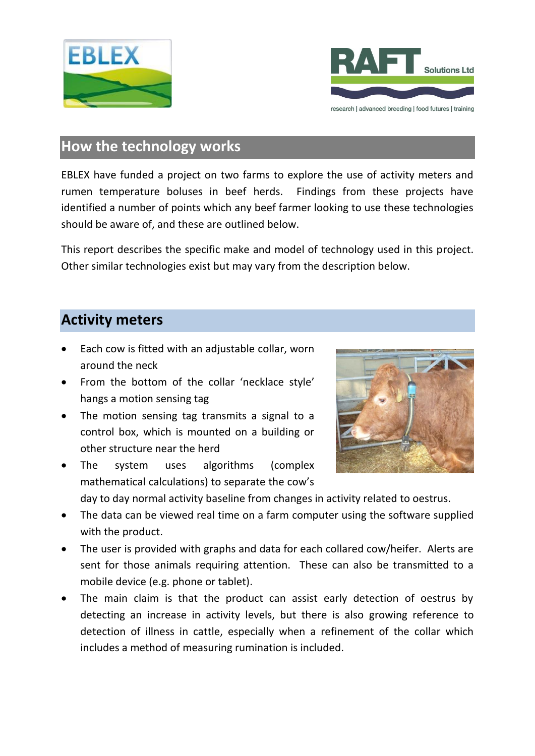## How the technology works

EBLEX have funded a project on two farms to explore the use of activity meters and rumen temperature boluses in beef herds. Findings from these projects have identified a number of points which any beef farmer looking to use these technologies should be aware of, and these are outlined below.

This report describes the specific make and model of technology used in this project. Other similar technologies exist but may vary from the description below.

## Activity meters

- Each cow is fitted with an adjustable collar, worn around the neck
- From the bottom of the collar 'necklace style' hangs a motion sensing tag
- The motion sensing tag transmits a signal to a control box, which is mounted on a building or other structure near the herd
- The system uses algorithms (complex mathematical calculations) to separate the cow's day to day normal activity baseline from changes in activity related to oestrus.
- The data can be viewed real time on a farm computer using the software supplied with the product.
- The user is provided with graphs and data for each collared cow/heifer. Alerts are sent for those animals requiring attention. These can also be transmitted to a mobile device (e.g. phone or tablet).
- The main claim is that the product can assist early detection of oestrus by detecting an increase in activity levels, but there is also growing reference to detection of illness in cattle, especially when a refinement of the collar which includes a method of measuring rumination is included.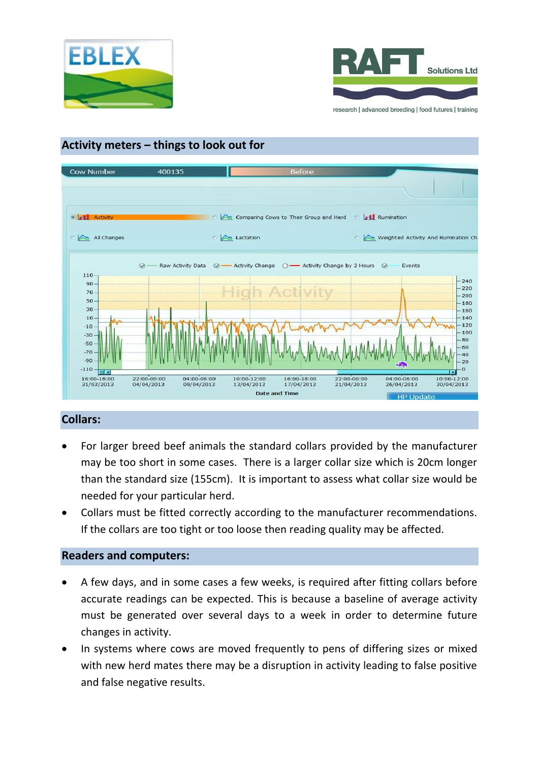## Activity meters – things to look out for

## Collars:

- For larger breed beef animals the standard collars provided by the manufacturer may be too short in some cases. There is a larger collar size which is 20cm longer than the standard size (155cm). It is important to assess what collar size would be needed for your particular herd.
- Collars must be fitted correctly according to the manufacturer recommendations. If the collars are too tight or too loose then reading quality may be affected.

## Readers and computers:

- A few days, and in some cases a few weeks, is required after fitting collars before accurate readings can be expected. This is because a baseline of average activity must be generated over several days to a week in order to determine future changes in activity.
- In systems where cows are moved frequently to pens of differing sizes or mixed with new herd mates there may be a disruption in activity leading to false positive and false negative results.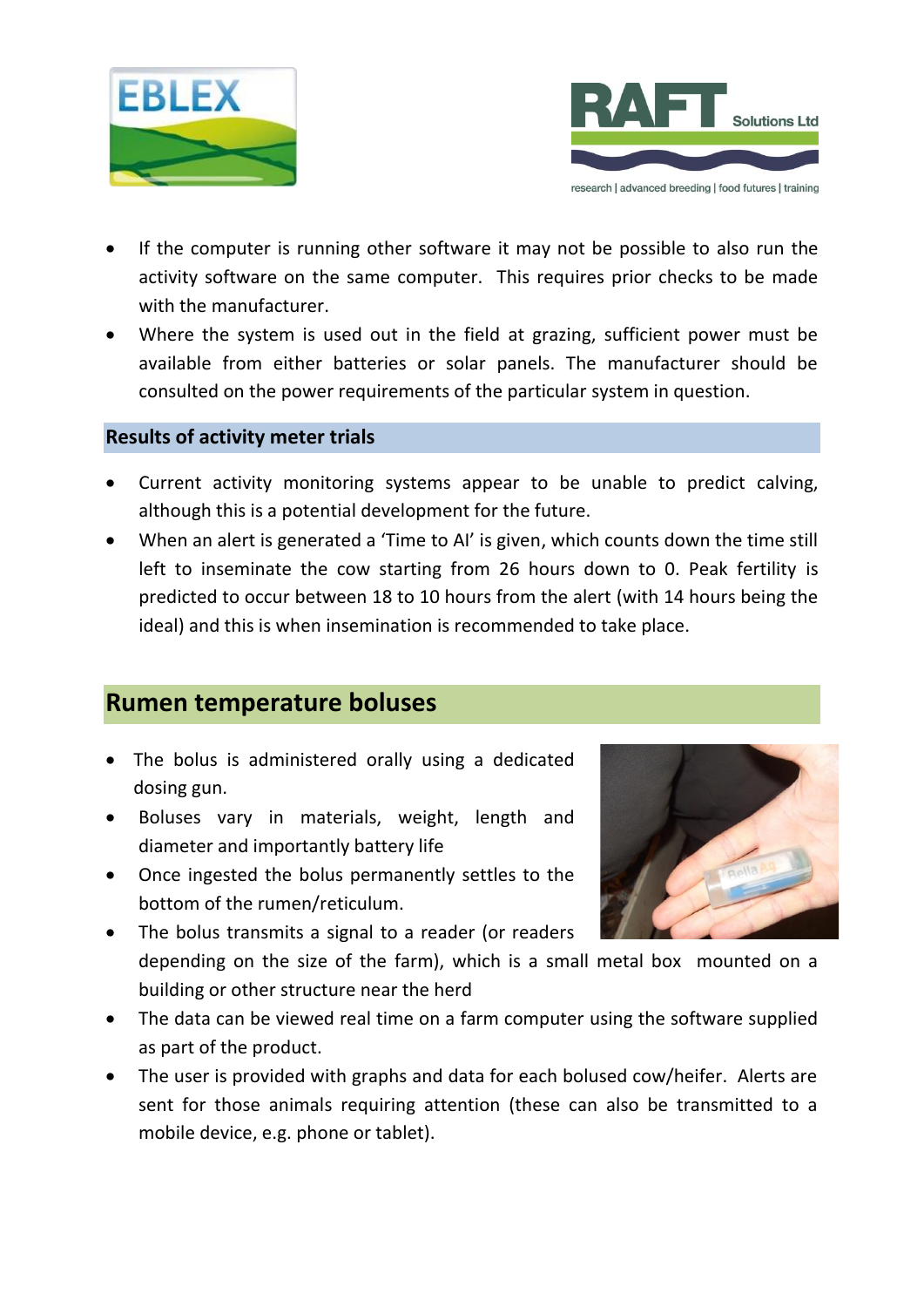- If the computer is running other software it may not be possible to also run the activity software on the same computer. This requires prior checks to be made with the manufacturer.
- Where the system is used out in the field at grazing, sufficient power must be available from either batteries or solar panels. The manufacturer should be consulted on the power requirements of the particular system in question.

### Results of activity meter trials

- Current activity monitoring systems appear to be unable to predict calving, although this is a potential development for the future.
- When an alert is generated a 'Time to AI' is given, which counts down the time still left to inseminate the cow starting from 26 hours down to 0. Peak fertility is predicted to occur between 18 to 10 hours from the alert (with 14 hours being the ideal) and this is when insemination is recommended to take place.

## Rumen temperature boluses

- The bolus is administered orally using a dedicated dosing gun.
- Boluses vary in materials, weight, length and diameter and importantly battery life
- Once ingested the bolus permanently settles to the bottom of the rumen/reticulum.
- The bolus transmits a signal to a reader (or readers depending on the size of the farm), which is a small metal box mounted on a building or other structure near the herd
- The data can be viewed real time on a farm computer using the software supplied as part of the product.
- The user is provided with graphs and data for each bolused cow/heifer. Alerts are sent for those animals requiring attention (these can also be transmitted to a mobile device, e.g. phone or tablet).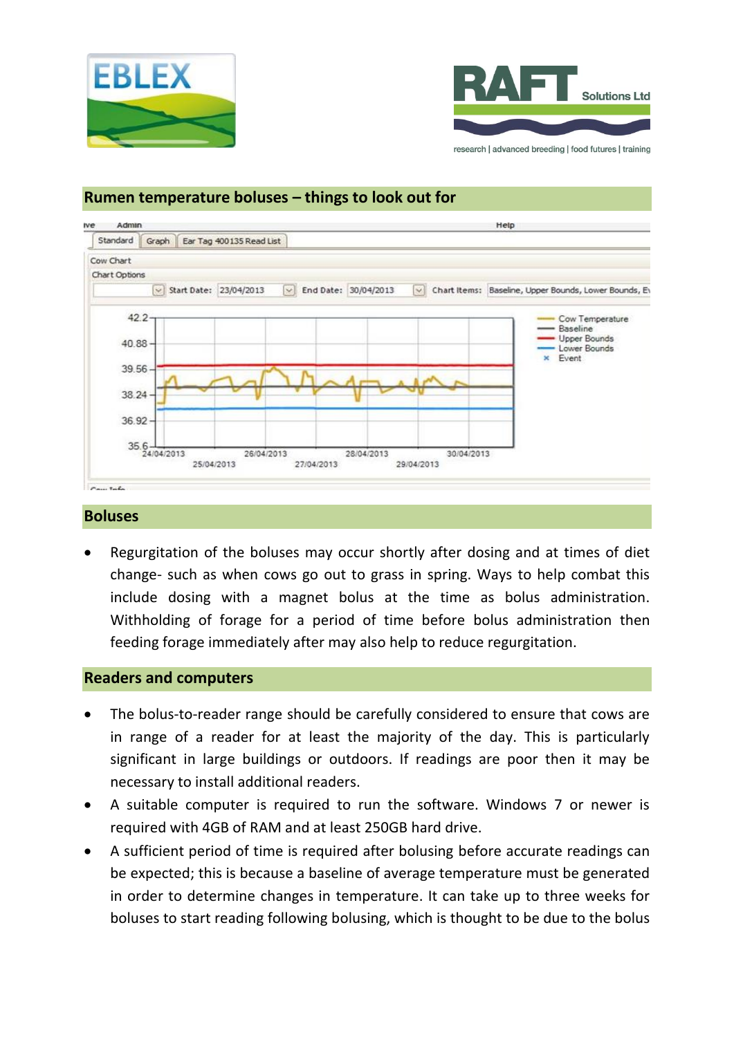## Rumen temperature boluses – things to look out for

## Boluses

- Regurgitation of the boluses may occur shortly after dosing and at times of diet change- such as when cows go out to grass in spring. Ways to help combat this include dosing with a magnet bolus at the time as bolus administration. Withholding of forage for a period of time before bolus administration then feeding forage immediately after may also help to reduce regurgitation.

## Readers and computers

- The bolus-to-reader range should be carefully considered to ensure that cows are in range of a reader for at least the majority of the day. This is particularly significant in large buildings or outdoors. If readings are poor then it may be necessary to install additional readers.
- A suitable computer is required to run the software. Windows 7 or newer is required with 4GB of RAM and at least 250GB hard drive.
- A sufficient period of time is required after bolusing before accurate readings can be expected; this is because a baseline of average temperature must be generated in order to determine changes in temperature. It can take up to three weeks for boluses to start reading following bolusing, which is thought to be due to the bolus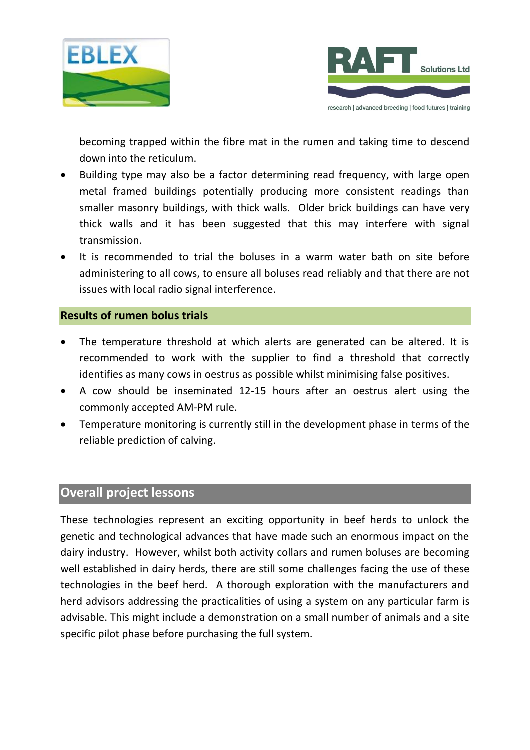becoming trapped within the fibre mat in the rumen and taking time to descend down into the reticulum.

- Building type may also be a factor determining read frequency, with large open metal framed buildings potentially producing more consistent readings than smaller masonry buildings, with thick walls. Older brick buildings can have very thick walls and it has been suggested that this may interfere with signal transmission.
- It is recommended to trial the boluses in a warm water bath on site before administering to all cows, to ensure all boluses read reliably and that there are not issues with local radio signal interference.

### Results of rumen bolus trials

- The temperature threshold at which alerts are generated can be altered. It is recommended to work with the supplier to find a threshold that correctly identifies as many cows in oestrus as possible whilst minimising false positives.
- A cow should be inseminated 12-15 hours after an oestrus alert using the commonly accepted AM-PM rule.
- Temperature monitoring is currently still in the development phase in terms of the reliable prediction of calving.

## Overall project lessons

These technologies represent an exciting opportunity in beef herds to unlock the genetic and technological advances that have made such an enormous impact on the dairy industry. However, whilst both activity collars and rumen boluses are becoming well established in dairy herds, there are still some challenges facing the use of these technologies in the beef herd. A thorough exploration with the manufacturers and herd advisors addressing the practicalities of using a system on any particular farm is advisable. This might include a demonstration on a small number of animals and a site specific pilot phase before purchasing the full system.